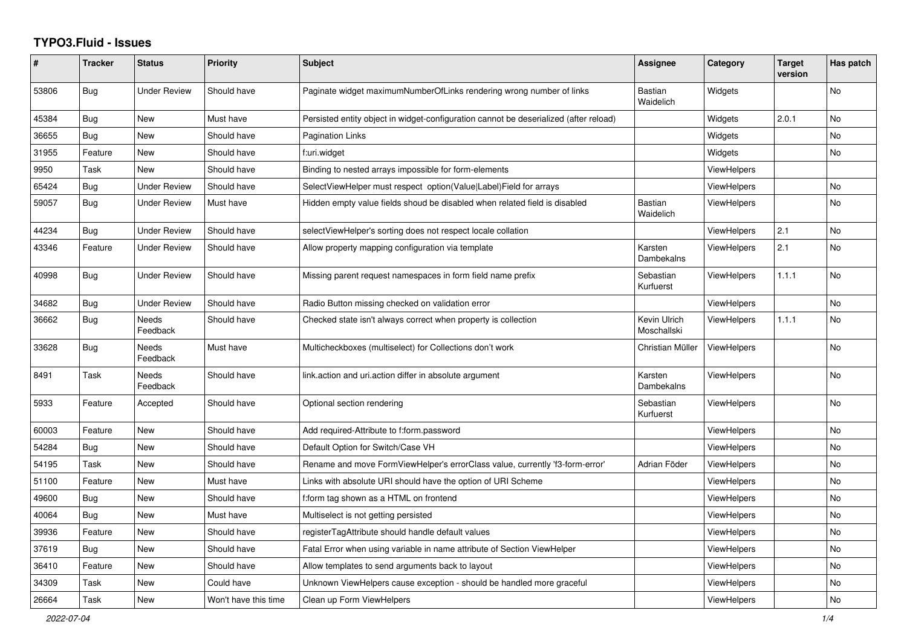# TYPO3.Fluid - Issues

| # | Tracker | Status | Priority | Subject | Assignee | Category | Target version | Has patch |
|---|---|---|---|---|---|---|---|---|
| 53806 | Bug | Under Review | Should have | Paginate widget maximumNumberOfLinks rendering wrong number of links | Bastian Waidelich | Widgets | | No |
| 45384 | Bug | New | Must have | Persisted entity object in widget-configuration cannot be deserialized (after reload) | | Widgets | 2.0.1 | No |
| 36655 | Bug | New | Should have | Pagination Links | | Widgets | | No |
| 31955 | Feature | New | Should have | f:uri.widget | | Widgets | | No |
| 9950 | Task | New | Should have | Binding to nested arrays impossible for form-elements | | ViewHelpers | | |
| 65424 | Bug | Under Review | Should have | SelectViewHelper must respect option(Value\|Label)Field for arrays | | ViewHelpers | | No |
| 59057 | Bug | Under Review | Must have | Hidden empty value fields shoud be disabled when related field is disabled | Bastian Waidelich | ViewHelpers | | No |
| 44234 | Bug | Under Review | Should have | selectViewHelper's sorting does not respect locale collation | | ViewHelpers | 2.1 | No |
| 43346 | Feature | Under Review | Should have | Allow property mapping configuration via template | Karsten Dambekalns | ViewHelpers | 2.1 | No |
| 40998 | Bug | Under Review | Should have | Missing parent request namespaces in form field name prefix | Sebastian Kurfuerst | ViewHelpers | 1.1.1 | No |
| 34682 | Bug | Under Review | Should have | Radio Button missing checked on validation error | | ViewHelpers | | No |
| 36662 | Bug | Needs Feedback | Should have | Checked state isn't always correct when property is collection | Kevin Ulrich Moschallski | ViewHelpers | 1.1.1 | No |
| 33628 | Bug | Needs Feedback | Must have | Multicheckboxes (multiselect) for Collections don't work | Christian Müller | ViewHelpers | | No |
| 8491 | Task | Needs Feedback | Should have | link.action and uri.action differ in absolute argument | Karsten Dambekalns | ViewHelpers | | No |
| 5933 | Feature | Accepted | Should have | Optional section rendering | Sebastian Kurfuerst | ViewHelpers | | No |
| 60003 | Feature | New | Should have | Add required-Attribute to f:form.password | | ViewHelpers | | No |
| 54284 | Bug | New | Should have | Default Option for Switch/Case VH | | ViewHelpers | | No |
| 54195 | Task | New | Should have | Rename and move FormViewHelper's errorClass value, currently 'f3-form-error' | Adrian Föder | ViewHelpers | | No |
| 51100 | Feature | New | Must have | Links with absolute URI should have the option of URI Scheme | | ViewHelpers | | No |
| 49600 | Bug | New | Should have | f:form tag shown as a HTML on frontend | | ViewHelpers | | No |
| 40064 | Bug | New | Must have | Multiselect is not getting persisted | | ViewHelpers | | No |
| 39936 | Feature | New | Should have | registerTagAttribute should handle default values | | ViewHelpers | | No |
| 37619 | Bug | New | Should have | Fatal Error when using variable in name attribute of Section ViewHelper | | ViewHelpers | | No |
| 36410 | Feature | New | Should have | Allow templates to send arguments back to layout | | ViewHelpers | | No |
| 34309 | Task | New | Could have | Unknown ViewHelpers cause exception - should be handled more graceful | | ViewHelpers | | No |
| 26664 | Task | New | Won't have this time | Clean up Form ViewHelpers | | ViewHelpers | | No |

*2022-07-04*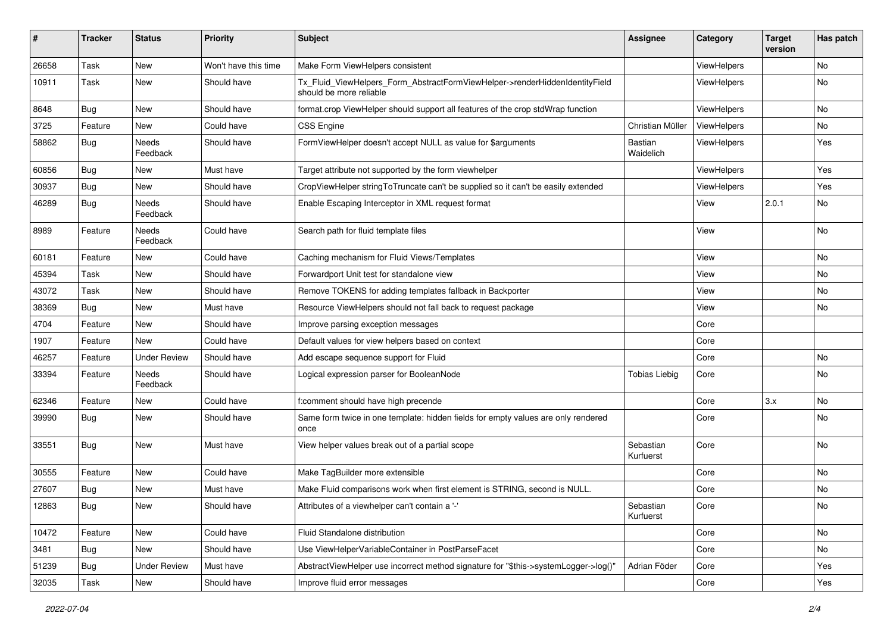| # | Tracker | Status | Priority | Subject | Assignee | Category | Target version | Has patch |
|---|---|---|---|---|---|---|---|---|
| 26658 | Task | New | Won't have this time | Make Form ViewHelpers consistent | | ViewHelpers | | No |
| 10911 | Task | New | Should have | Tx_Fluid_ViewHelpers_Form_AbstractFormViewHelper->renderHiddenIdentityField should be more reliable | | ViewHelpers | | No |
| 8648 | Bug | New | Should have | format.crop ViewHelper should support all features of the crop stdWrap function | | ViewHelpers | | No |
| 3725 | Feature | New | Could have | CSS Engine | Christian Müller | ViewHelpers | | No |
| 58862 | Bug | Needs Feedback | Should have | FormViewHelper doesn't accept NULL as value for $arguments | Bastian Waidelich | ViewHelpers | | Yes |
| 60856 | Bug | New | Must have | Target attribute not supported by the form viewhelper | | ViewHelpers | | Yes |
| 30937 | Bug | New | Should have | CropViewHelper stringToTruncate can't be supplied so it can't be easily extended | | ViewHelpers | | Yes |
| 46289 | Bug | Needs Feedback | Should have | Enable Escaping Interceptor in XML request format | | View | 2.0.1 | No |
| 8989 | Feature | Needs Feedback | Could have | Search path for fluid template files | | View | | No |
| 60181 | Feature | New | Could have | Caching mechanism for Fluid Views/Templates | | View | | No |
| 45394 | Task | New | Should have | Forwardport Unit test for standalone view | | View | | No |
| 43072 | Task | New | Should have | Remove TOKENS for adding templates fallback in Backporter | | View | | No |
| 38369 | Bug | New | Must have | Resource ViewHelpers should not fall back to request package | | View | | No |
| 4704 | Feature | New | Should have | Improve parsing exception messages | | Core | | |
| 1907 | Feature | New | Could have | Default values for view helpers based on context | | Core | | |
| 46257 | Feature | Under Review | Should have | Add escape sequence support for Fluid | | Core | | No |
| 33394 | Feature | Needs Feedback | Should have | Logical expression parser for BooleanNode | Tobias Liebig | Core | | No |
| 62346 | Feature | New | Could have | f:comment should have high precende | | Core | 3.x | No |
| 39990 | Bug | New | Should have | Same form twice in one template: hidden fields for empty values are only rendered once | | Core | | No |
| 33551 | Bug | New | Must have | View helper values break out of a partial scope | Sebastian Kurfuerst | Core | | No |
| 30555 | Feature | New | Could have | Make TagBuilder more extensible | | Core | | No |
| 27607 | Bug | New | Must have | Make Fluid comparisons work when first element is STRING, second is NULL. | | Core | | No |
| 12863 | Bug | New | Should have | Attributes of a viewhelper can't contain a '-' | Sebastian Kurfuerst | Core | | No |
| 10472 | Feature | New | Could have | Fluid Standalone distribution | | Core | | No |
| 3481 | Bug | New | Should have | Use ViewHelperVariableContainer in PostParseFacet | | Core | | No |
| 51239 | Bug | Under Review | Must have | AbstractViewHelper use incorrect method signature for "$this->systemLogger->log()" | Adrian Föder | Core | | Yes |
| 32035 | Task | New | Should have | Improve fluid error messages | | Core | | Yes |

*2022-07-04*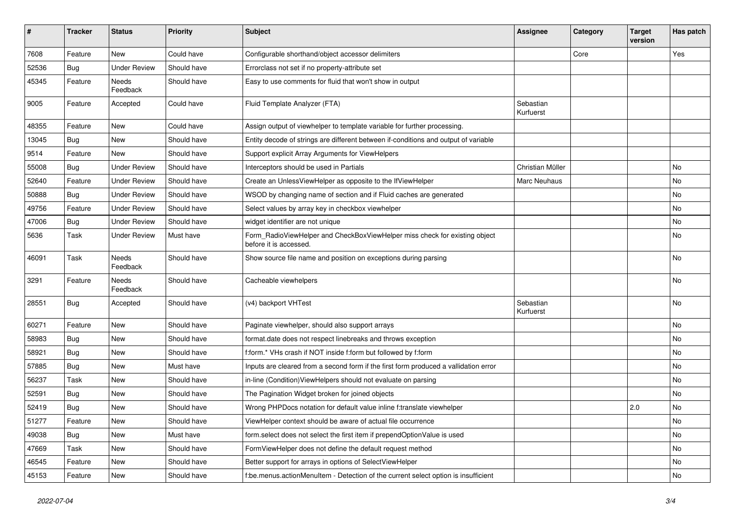| # | Tracker | Status | Priority | Subject | Assignee | Category | Target version | Has patch |
|---|---|---|---|---|---|---|---|---|
| 7608 | Feature | New | Could have | Configurable shorthand/object accessor delimiters | | Core | | Yes |
| 52536 | Bug | Under Review | Should have | Errorclass not set if no property-attribute set | | | | |
| 45345 | Feature | Needs Feedback | Should have | Easy to use comments for fluid that won't show in output | | | | |
| 9005 | Feature | Accepted | Could have | Fluid Template Analyzer (FTA) | Sebastian Kurfuerst | | | |
| 48355 | Feature | New | Could have | Assign output of viewhelper to template variable for further processing. | | | | |
| 13045 | Bug | New | Should have | Entity decode of strings are different between if-conditions and output of variable | | | | |
| 9514 | Feature | New | Should have | Support explicit Array Arguments for ViewHelpers | | | | |
| 55008 | Bug | Under Review | Should have | Interceptors should be used in Partials | Christian Müller | | | No |
| 52640 | Feature | Under Review | Should have | Create an UnlessViewHelper as opposite to the IfViewHelper | Marc Neuhaus | | | No |
| 50888 | Bug | Under Review | Should have | WSOD by changing name of section and if Fluid caches are generated | | | | No |
| 49756 | Feature | Under Review | Should have | Select values by array key in checkbox viewhelper | | | | No |
| 47006 | Bug | Under Review | Should have | widget identifier are not unique | | | | No |
| 5636 | Task | Under Review | Must have | Form_RadioViewHelper and CheckBoxViewHelper miss check for existing object before it is accessed. | | | | No |
| 46091 | Task | Needs Feedback | Should have | Show source file name and position on exceptions during parsing | | | | No |
| 3291 | Feature | Needs Feedback | Should have | Cacheable viewhelpers | | | | No |
| 28551 | Bug | Accepted | Should have | (v4) backport VHTest | Sebastian Kurfuerst | | | No |
| 60271 | Feature | New | Should have | Paginate viewhelper, should also support arrays | | | | No |
| 58983 | Bug | New | Should have | format.date does not respect linebreaks and throws exception | | | | No |
| 58921 | Bug | New | Should have | f:form.* VHs crash if NOT inside f:form but followed by f:form | | | | No |
| 57885 | Bug | New | Must have | Inputs are cleared from a second form if the first form produced a vallidation error | | | | No |
| 56237 | Task | New | Should have | in-line (Condition)ViewHelpers should not evaluate on parsing | | | | No |
| 52591 | Bug | New | Should have | The Pagination Widget broken for joined objects | | | | No |
| 52419 | Bug | New | Should have | Wrong PHPDocs notation for default value inline f:translate viewhelper | | | 2.0 | No |
| 51277 | Feature | New | Should have | ViewHelper context should be aware of actual file occurrence | | | | No |
| 49038 | Bug | New | Must have | form.select does not select the first item if prependOptionValue is used | | | | No |
| 47669 | Task | New | Should have | FormViewHelper does not define the default request method | | | | No |
| 46545 | Feature | New | Should have | Better support for arrays in options of SelectViewHelper | | | | No |
| 45153 | Feature | New | Should have | f:be.menus.actionMenuItem - Detection of the current select option is insufficient | | | | No |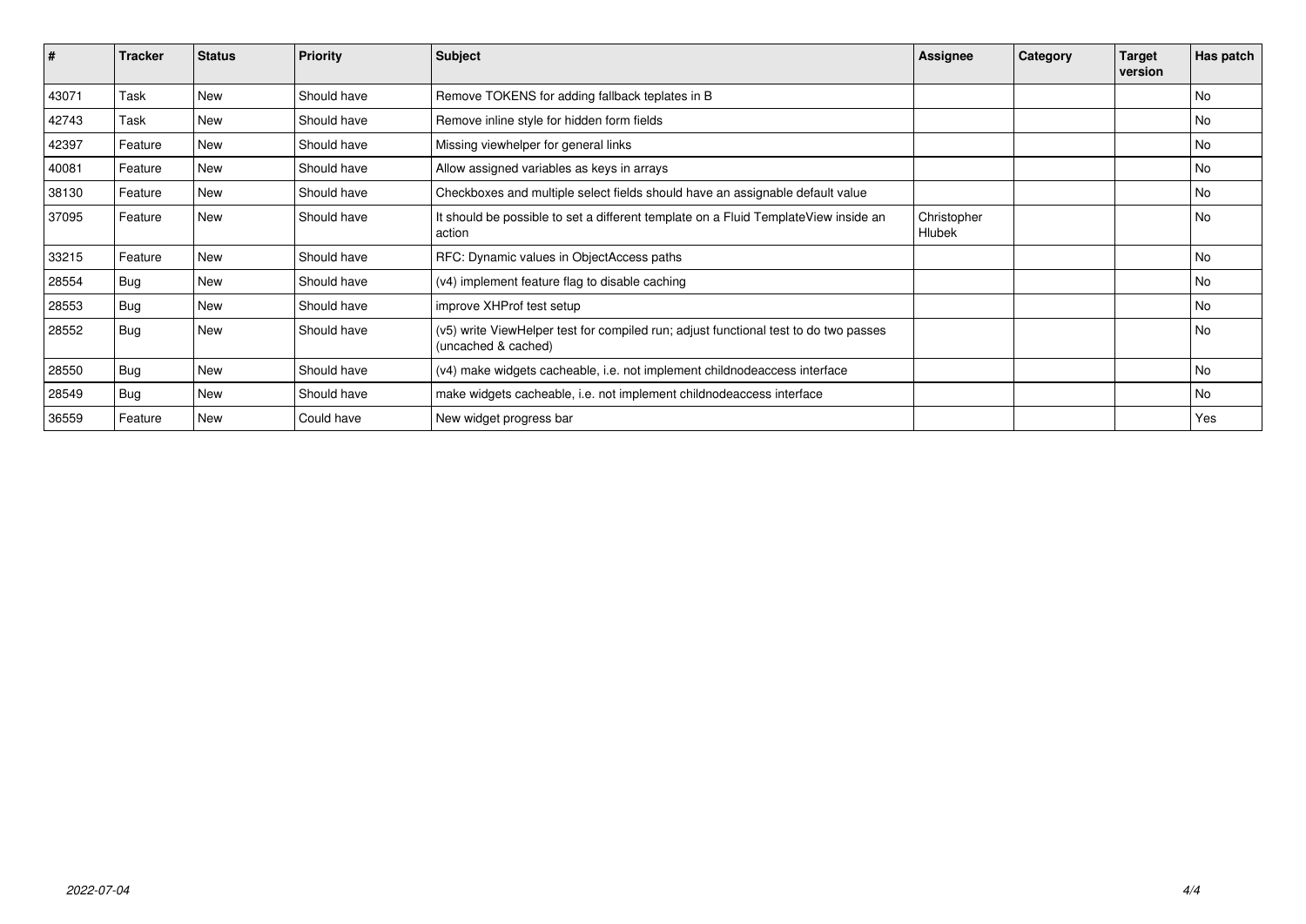| # | Tracker | Status | Priority | Subject | Assignee | Category | Target version | Has patch |
|---|---|---|---|---|---|---|---|---|
| 43071 | Task | New | Should have | Remove TOKENS for adding fallback teplates in B | | | | No |
| 42743 | Task | New | Should have | Remove inline style for hidden form fields | | | | No |
| 42397 | Feature | New | Should have | Missing viewhelper for general links | | | | No |
| 40081 | Feature | New | Should have | Allow assigned variables as keys in arrays | | | | No |
| 38130 | Feature | New | Should have | Checkboxes and multiple select fields should have an assignable default value | | | | No |
| 37095 | Feature | New | Should have | It should be possible to set a different template on a Fluid TemplateView inside an action | Christopher Hlubek | | | No |
| 33215 | Feature | New | Should have | RFC: Dynamic values in ObjectAccess paths | | | | No |
| 28554 | Bug | New | Should have | (v4) implement feature flag to disable caching | | | | No |
| 28553 | Bug | New | Should have | improve XHProf test setup | | | | No |
| 28552 | Bug | New | Should have | (v5) write ViewHelper test for compiled run; adjust functional test to do two passes (uncached & cached) | | | | No |
| 28550 | Bug | New | Should have | (v4) make widgets cacheable, i.e. not implement childnodeaccess interface | | | | No |
| 28549 | Bug | New | Should have | make widgets cacheable, i.e. not implement childnodeaccess interface | | | | No |
| 36559 | Feature | New | Could have | New widget progress bar | | | | Yes |